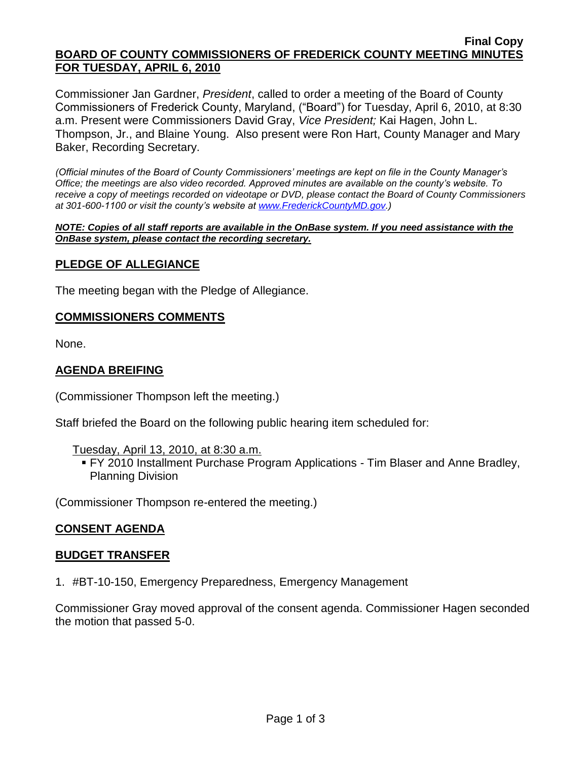**Final Copy**

**BOARD OF COUNTY COMMISSIONERS OF FREDERICK COUNTY MEETING MINUTES FOR TUESDAY, APRIL 6, 2010**

Commissioner Jan Gardner, *President*, called to order a meeting of the Board of County Commissioners of Frederick County, Maryland, ("Board") for Tuesday, April 6, 2010, at 8:30 a.m. Present were Commissioners David Gray, *Vice President;* Kai Hagen, John L. Thompson, Jr., and Blaine Young. Also present were Ron Hart, County Manager and Mary Baker, Recording Secretary.

*(Official minutes of the Board of County Commissioners' meetings are kept on file in the County Manager's Office; the meetings are also video recorded. Approved minutes are available on the county's website. To receive a copy of meetings recorded on videotape or DVD, please contact the Board of County Commissioners at 301-600-1100 or visit the county's website at www.FrederickCountyMD.gov.)*

***NOTE: Copies of all staff reports are available in the OnBase system. If you need assistance with the OnBase system, please contact the recording secretary.***

## PLEDGE OF ALLEGIANCE

The meeting began with the Pledge of Allegiance.

## COMMISSIONERS COMMENTS

None.

## AGENDA BREIFING

(Commissioner Thompson left the meeting.)

Staff briefed the Board on the following public hearing item scheduled for:

Tuesday, April 13, 2010, at 8:30 a.m.

- FY 2010 Installment Purchase Program Applications - Tim Blaser and Anne Bradley, Planning Division

(Commissioner Thompson re-entered the meeting.)

## CONSENT AGENDA

## BUDGET TRANSFER

1. #BT-10-150, Emergency Preparedness, Emergency Management

Commissioner Gray moved approval of the consent agenda. Commissioner Hagen seconded the motion that passed 5-0.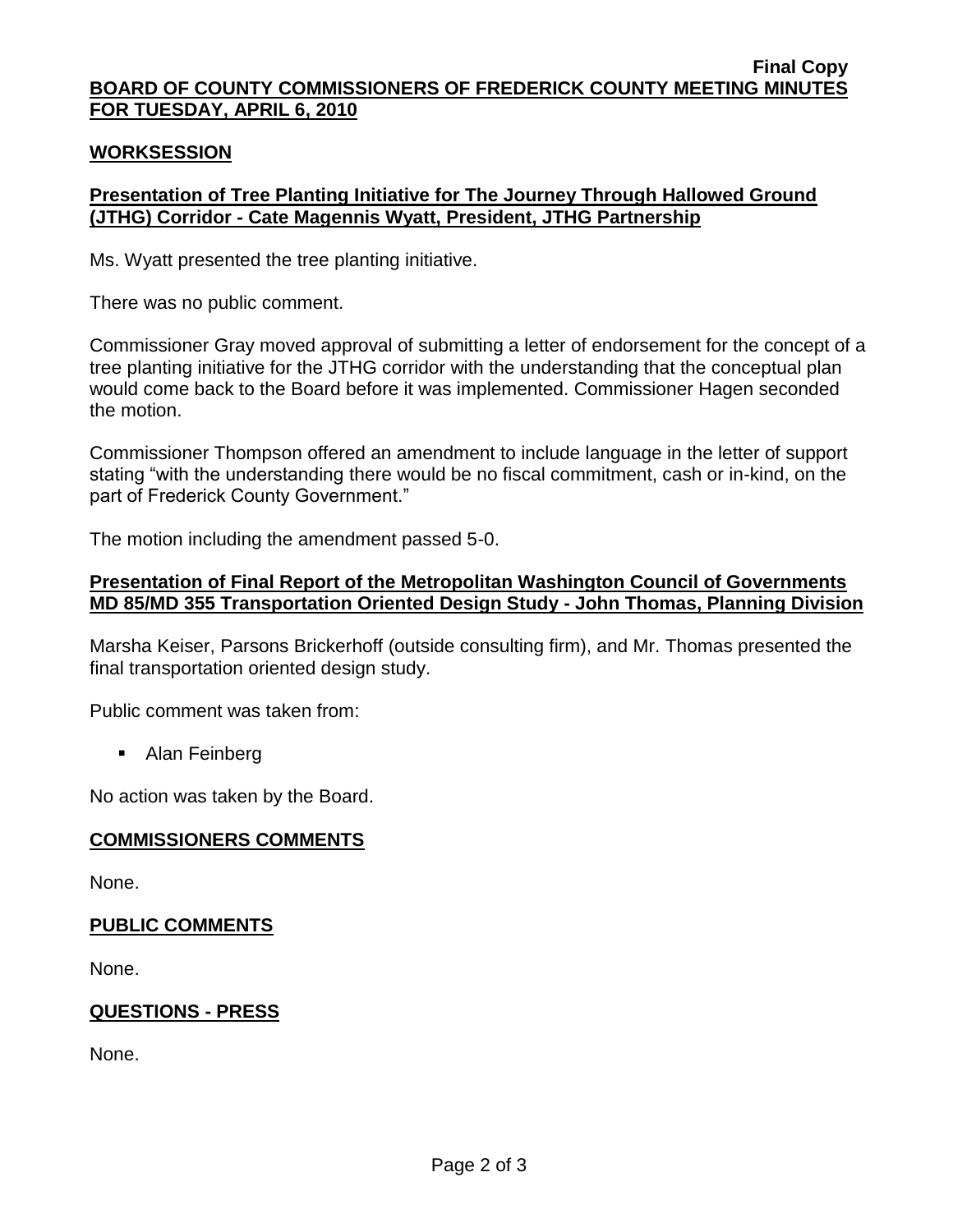## WORKSESSION

### Presentation of Tree Planting Initiative for The Journey Through Hallowed Ground (JTHG) Corridor - Cate Magennis Wyatt, President, JTHG Partnership

Ms. Wyatt presented the tree planting initiative.

There was no public comment.

Commissioner Gray moved approval of submitting a letter of endorsement for the concept of a tree planting initiative for the JTHG corridor with the understanding that the conceptual plan would come back to the Board before it was implemented. Commissioner Hagen seconded the motion.

Commissioner Thompson offered an amendment to include language in the letter of support stating "with the understanding there would be no fiscal commitment, cash or in-kind, on the part of Frederick County Government."

The motion including the amendment passed 5-0.

### Presentation of Final Report of the Metropolitan Washington Council of Governments MD 85/MD 355 Transportation Oriented Design Study - John Thomas, Planning Division

Marsha Keiser, Parsons Brickerhoff (outside consulting firm), and Mr. Thomas presented the final transportation oriented design study.

Public comment was taken from:

- Alan Feinberg

No action was taken by the Board.

## COMMISSIONERS COMMENTS

None.

## PUBLIC COMMENTS

None.

## QUESTIONS - PRESS

None.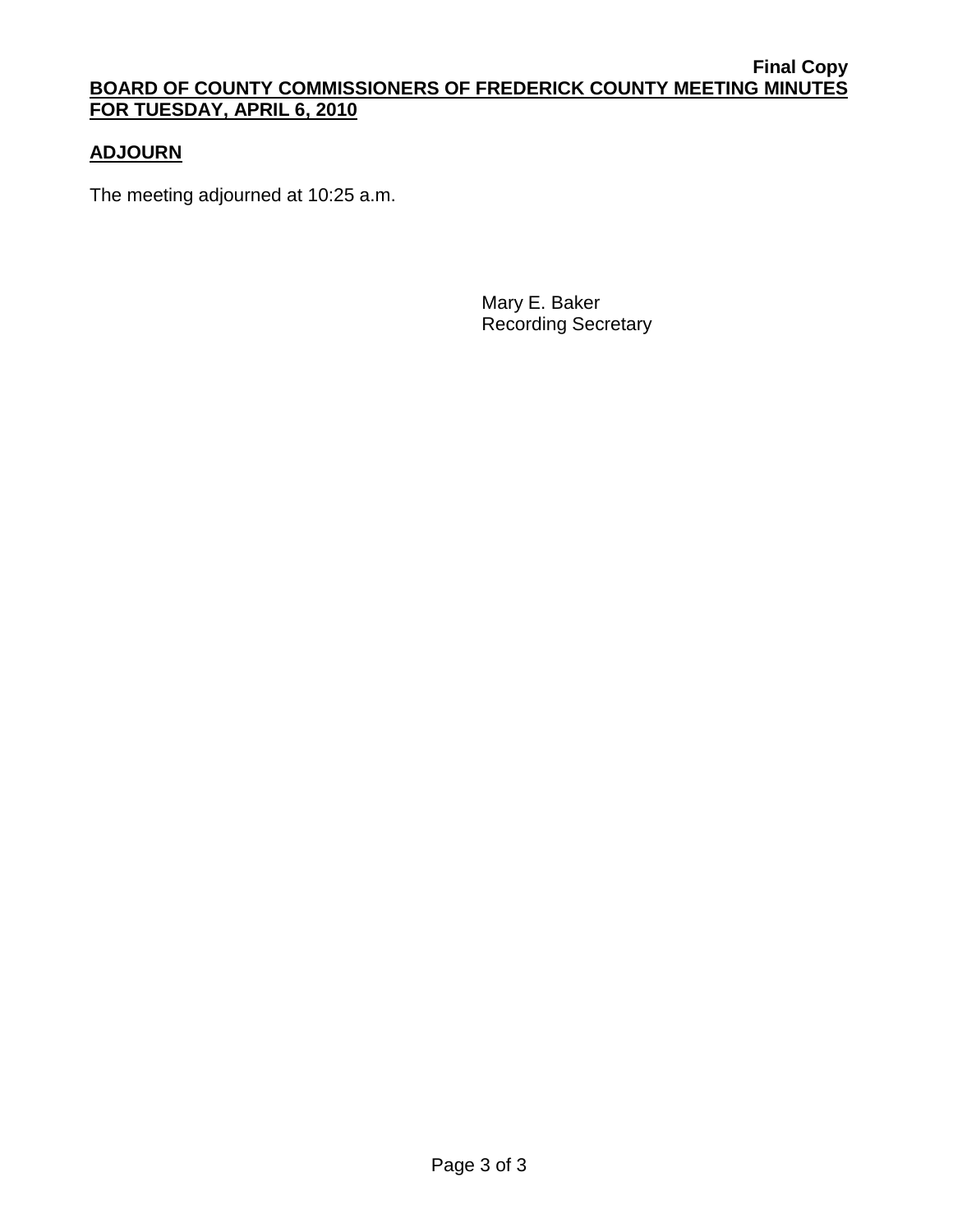## ADJOURN

The meeting adjourned at 10:25 a.m.

Mary E. Baker
Recording Secretary